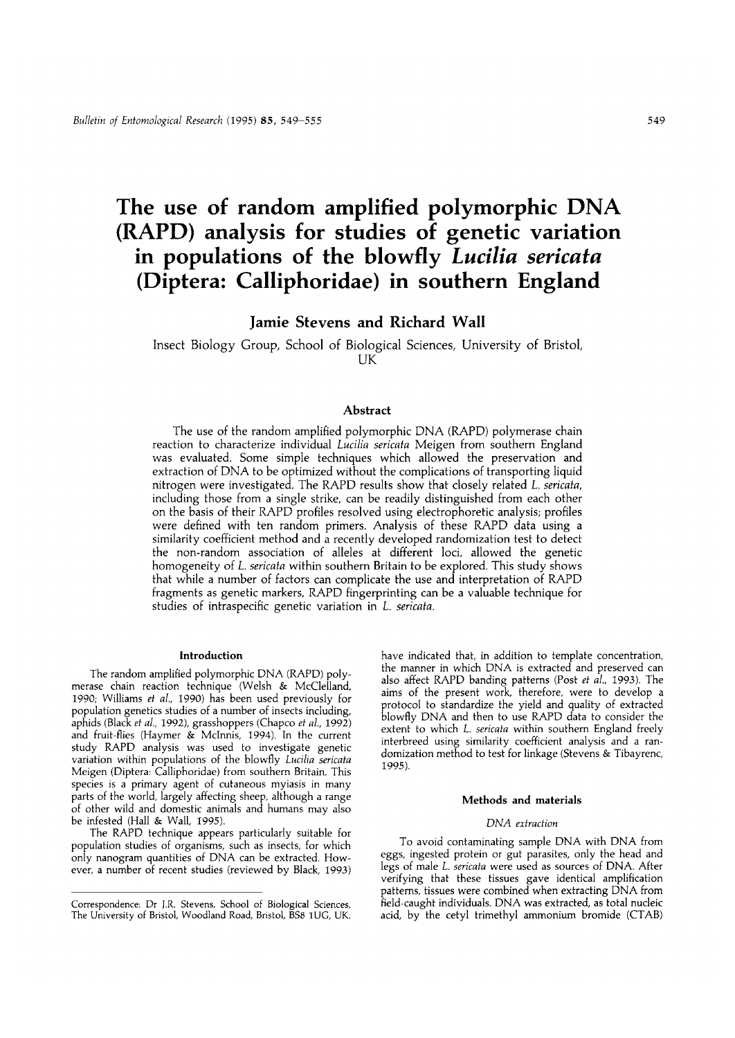# The use of random amplified polymorphic DNA (RAPD) analysis for studies of genetic variation in populations of the blowfly *Lucilia sericata* (Diptera: Calliphoridae) in southern England

**Jamie Stevens and Richard Wall**

Insect Biology Group, School of Biological Sciences, University of Bristol, UK

## Abstract

The use of the random amplified polymorphic DNA (RAPD) polymerase chain reaction to characterize individual *Lucilia sericata* Meigen from southern England was evaluated. Some simple techniques which allowed the preservation and extraction of DNA to be optimized without the complications of transporting liquid nitrogen were investigated. The RAPD results show that closely related *L. sericata*, including those from a single strike, can be readily distinguished from each other on the basis of their RAPD profiles resolved using electrophoretic analysis; profiles were defined with ten random primers. Analysis of these RAPD data using a similarity coefficient method and a recently developed randomization test to detect the non-random association of alleles at different loci, allowed the genetic homogeneity of *L. sericata* within southern Britain to be explored. This study shows that while a number of factors can complicate the use and interpretation of RAPD fragments as genetic markers, RAPD fingerprinting can be a valuable technique for studies of intraspecific genetic variation in *L. sericata*.

## Introduction

The random amplified polymorphic DNA (RAPD) polymerase chain reaction technique (Welsh & McClelland, 1990; Williams *et al.*, 1990) has been used previously for population genetics studies of a number of insects including, aphids (Black *et al.*, 1992), grasshoppers (Chapco *et al.*, 1992) and fruit-flies (Haymer & McInnis, 1994). In the current study RAPD analysis was used to investigate genetic variation within populations of the blowfly *Lucilia sericata* Meigen (Diptera: Calliphoridae) from southern Britain. This species is a primary agent of cutaneous myiasis in many parts of the world, largely affecting sheep, although a range of other wild and domestic animals and humans may also be infested (Hall & Wall, 1995).

The RAPD technique appears particularly suitable for population studies of organisms, such as insects, for which only nanogram quantities of DNA can be extracted. However, a number of recent studies (reviewed by Black, 1993) have indicated that, in addition to template concentration, the manner in which DNA is extracted and preserved can also affect RAPD banding patterns (Post *et al.*, 1993). The aims of the present work, therefore, were to develop a protocol to standardize the yield and quality of extracted blowfly DNA and then to use RAPD data to consider the extent to which *L. sericata* within southern England freely interbreed using similarity coefficient analysis and a randomization method to test for linkage (Stevens & Tibayrenc, 1995).

Correspondence: Dr J.R. Stevens, School of Biological Sciences, The University of Bristol, Woodland Road, Bristol, BS8 1UG, UK.

## Methods and materials

### *DNA extraction*

To avoid contaminating sample DNA with DNA from eggs, ingested protein or gut parasites, only the head and legs of male *L. sericata* were used as sources of DNA. After verifying that these tissues gave identical amplification patterns, tissues were combined when extracting DNA from field-caught individuals. DNA was extracted, as total nucleic acid, by the cetyl trimethyl ammonium bromide (CTAB)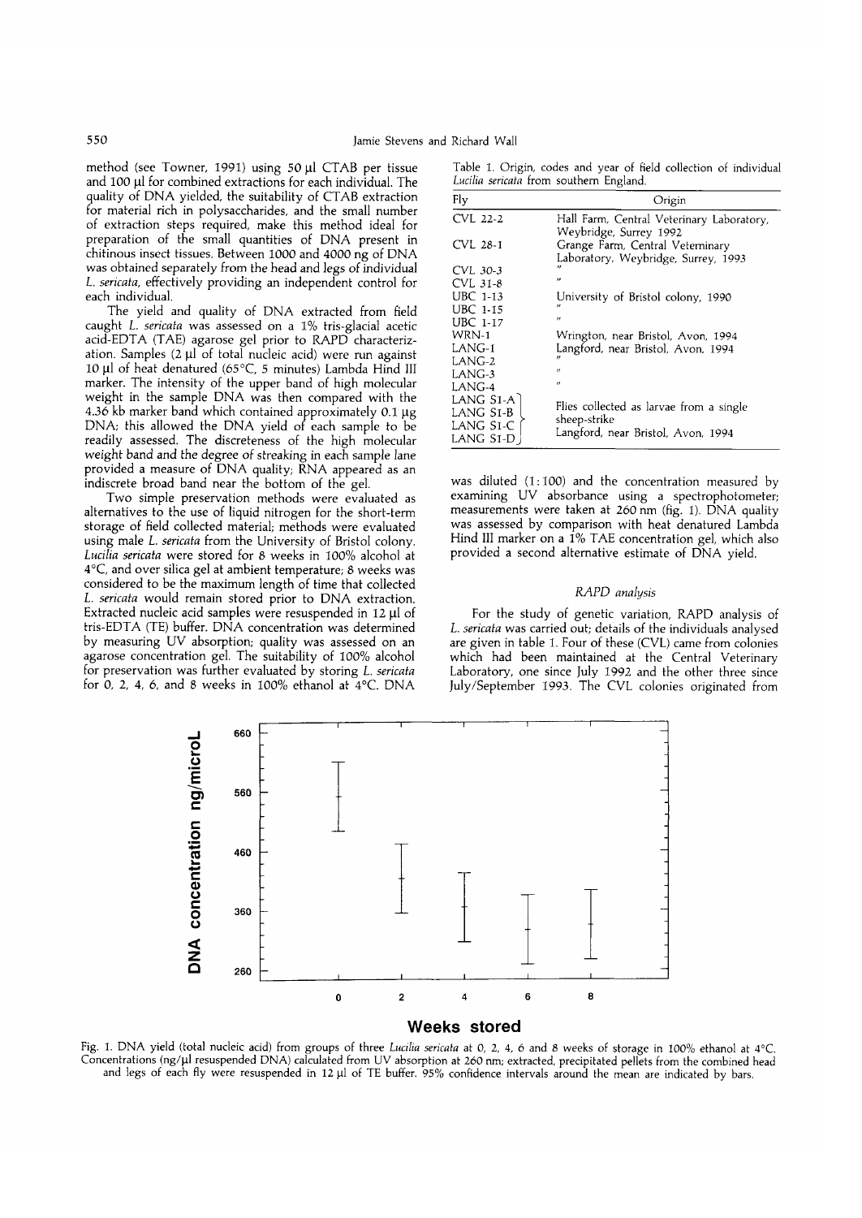method (see Towner, 1991) using 50 µl CTAB per tissue and 100 µl for combined extractions for each individual. The quality of DNA yielded, the suitability of CTAB extraction for material rich in polysaccharides, and the small number of extraction steps required, make this method ideal for preparation of the small quantities of DNA present in chitinous insect tissues. Between 1000 and 4000 ng of DNA was obtained separately from the head and legs of individual *L. sericata*, effectively providing an independent control for each individual.

The yield and quality of DNA extracted from field caught *L. sericata* was assessed on a 1% tris-glacial acetic acid-EDTA (TAE) agarose gel prior to RAPD characterization. Samples (2 µl of total nucleic acid) were run against 10 µl of heat denatured (65°C, 5 minutes) Lambda Hind III marker. The intensity of the upper band of high molecular weight in the sample DNA was then compared with the 4.36 kb marker band which contained approximately 0.1 µg DNA; this allowed the DNA yield of each sample to be readily assessed. The discreteness of the high molecular weight band and the degree of streaking in each sample lane provided a measure of DNA quality; RNA appeared as an indiscrete broad band near the bottom of the gel.

Two simple preservation methods were evaluated as alternatives to the use of liquid nitrogen for the short-term storage of field collected material; methods were evaluated using male *L. sericata* from the University of Bristol colony. *Lucilia sericata* were stored for 8 weeks in 100% alcohol at 4°C, and over silica gel at ambient temperature; 8 weeks was considered to be the maximum length of time that collected *L. sericata* would remain stored prior to DNA extraction. Extracted nucleic acid samples were resuspended in 12 µl of tris-EDTA (TE) buffer. DNA concentration was determined by measuring UV absorption; quality was assessed on an agarose concentration gel. The suitability of 100% alcohol for preservation was further evaluated by storing *L. sericata* for 0, 2, 4, 6, and 8 weeks in 100% ethanol at 4°C. DNA was diluted (1:100) and the concentration measured by examining UV absorbance using a spectrophotometer; measurements were taken at 260 nm (fig. 1). DNA quality was assessed by comparison with heat denatured Lambda Hind III marker on a 1% TAE concentration gel, which also provided a second alternative estimate of DNA yield.

Table 1. Origin, codes and year of field collection of individual *Lucilia sericata* from southern England.

| Fly | Origin |
|---|---|
| CVL 22-2 | Hall Farm, Central Veterinary Laboratory, Weybridge, Surrey 1992 |
| CVL 28-1 | Grange Farm, Central Veterinary Laboratory, Weybridge, Surrey, 1993 |
| CVL 30-3 | " |
| CVL 31-8 | " |
| UBC 1-13 | University of Bristol colony, 1990 |
| UBC 1-15 | " |
| UBC 1-17 | " |
| WRN-1 | Wrington, near Bristol, Avon, 1994 |
| LANG-1 | Langford, near Bristol, Avon, 1994 |
| LANG-2 | " |
| LANG-3 | " |
| LANG-4 | " |
| LANG S1-A | Flies collected as larvae from a single sheep-strike Langford, near Bristol, Avon, 1994 |
| LANG S1-B | |
| LANG S1-C | |
| LANG S1-D | |

### *RAPD analysis*

For the study of genetic variation, RAPD analysis of *L. sericata* was carried out; details of the individuals analysed are given in table 1. Four of these (CVL) came from colonies which had been maintained at the Central Veterinary Laboratory, one since July 1992 and the other three since July/September 1993. The CVL colonies originated from

Fig. 1. DNA yield (total nucleic acid) from groups of three *Lucilia sericata* at 0, 2, 4, 6 and 8 weeks of storage in 100% ethanol at 4°C. Concentrations (ng/µl resuspended DNA) calculated from UV absorption at 260 nm; extracted, precipitated pellets from the combined head and legs of each fly were resuspended in 12 µl of TE buffer. 95% confidence intervals around the mean are indicated by bars.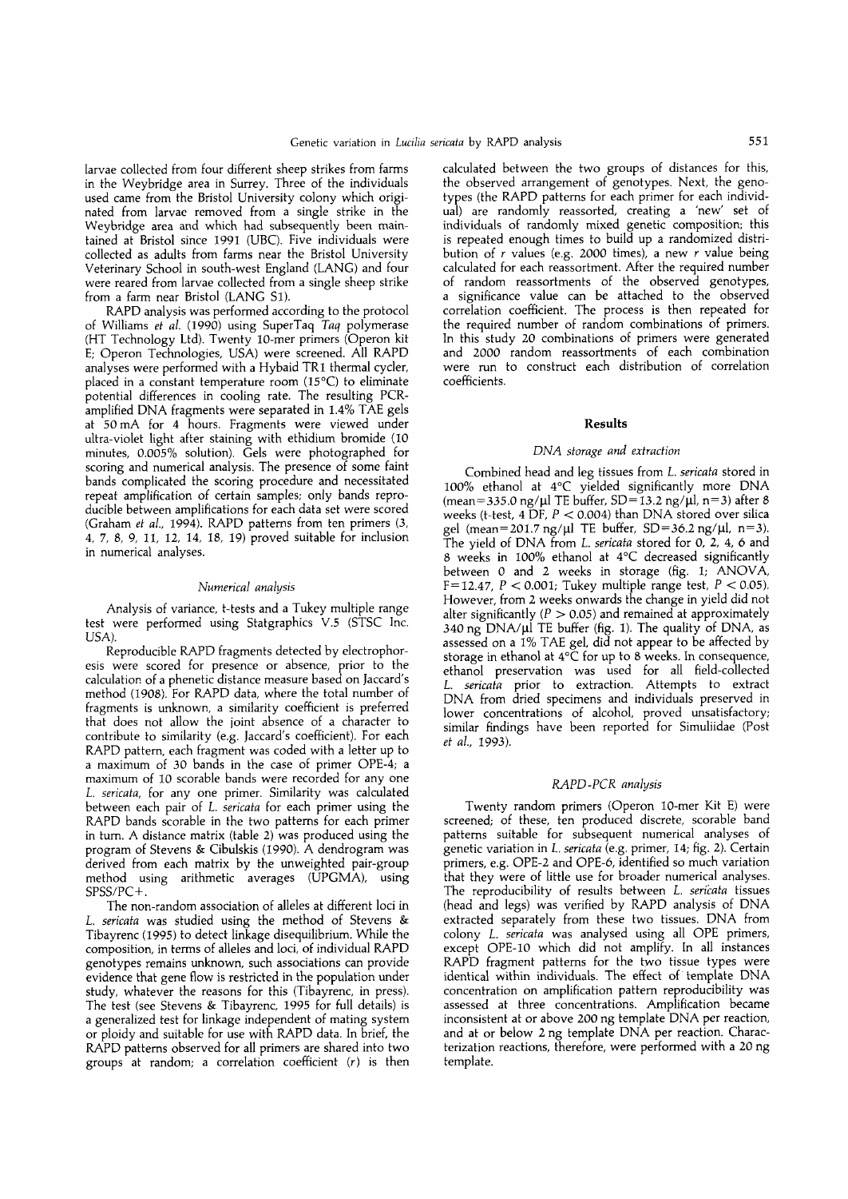larvae collected from four different sheep strikes from farms in the Weybridge area in Surrey. Three of the individuals used came from the Bristol University colony which originated from larvae removed from a single strike in the Weybridge area and which had subsequently been maintained at Bristol since 1991 (UBC). Five individuals were collected as adults from farms near the Bristol University Veterinary School in south-west England (LANG) and four were reared from larvae collected from a single sheep strike from a farm near Bristol (LANG S1).

RAPD analysis was performed according to the protocol of Williams *et al.* (1990) using SuperTaq *Taq* polymerase (HT Technology Ltd). Twenty 10-mer primers (Operon kit E; Operon Technologies, USA) were screened. All RAPD analyses were performed with a Hybaid TR1 thermal cycler, placed in a constant temperature room (15°C) to eliminate potential differences in cooling rate. The resulting PCR-amplified DNA fragments were separated in 1.4% TAE gels at 50 mA for 4 hours. Fragments were viewed under ultra-violet light after staining with ethidium bromide (10 minutes, 0.005% solution). Gels were photographed for scoring and numerical analysis. The presence of some faint bands complicated the scoring procedure and necessitated repeat amplification of certain samples; only bands reproducible between amplifications for each data set were scored (Graham *et al.*, 1994). RAPD patterns from ten primers (3, 4, 7, 8, 9, 11, 12, 14, 18, 19) proved suitable for inclusion in numerical analyses.

### *Numerical analysis*

Analysis of variance, t-tests and a Tukey multiple range test were performed using Statgraphics V.5 (STSC Inc. USA).

Reproducible RAPD fragments detected by electrophoresis were scored for presence or absence, prior to the calculation of a phenetic distance measure based on Jaccard's method (1908). For RAPD data, where the total number of fragments is unknown, a similarity coefficient is preferred that does not allow the joint absence of a character to contribute to similarity (e.g. Jaccard's coefficient). For each RAPD pattern, each fragment was coded with a letter up to a maximum of 30 bands in the case of primer OPE-4; a maximum of 10 scorable bands were recorded for any one *L. sericata*, for any one primer. Similarity was calculated between each pair of *L. sericata* for each primer using the RAPD bands scorable in the two patterns for each primer in turn. A distance matrix (table 2) was produced using the program of Stevens & Cibulskis (1990). A dendrogram was derived from each matrix by the unweighted pair-group method using arithmetic averages (UPGMA), using SPSS/PC+.

The non-random association of alleles at different loci in *L. sericata* was studied using the method of Stevens & Tibayrenc (1995) to detect linkage disequilibrium. While the composition, in terms of alleles and loci, of individual RAPD genotypes remains unknown, such associations can provide evidence that gene flow is restricted in the population under study, whatever the reasons for this (Tibayrenc, in press). The test (see Stevens & Tibayrenc, 1995 for full details) is a generalized test for linkage independent of mating system or ploidy and suitable for use with RAPD data. In brief, the RAPD patterns observed for all primers are shared into two groups at random; a correlation coefficient ($r$) is then calculated between the two groups of distances for this, the observed arrangement of genotypes. Next, the genotypes (the RAPD patterns for each primer for each individual) are randomly reassorted, creating a 'new' set of individuals of randomly mixed genetic composition; this is repeated enough times to build up a randomized distribution of $r$ values (e.g. 2000 times), a new $r$ value being calculated for each reassortment. After the required number of random reassortments of the observed genotypes, a significance value can be attached to the observed correlation coefficient. The process is then repeated for the required number of random combinations of primers. In this study 20 combinations of primers were generated and 2000 random reassortments of each combination were run to construct each distribution of correlation coefficients.

## Results

### *DNA storage and extraction*

Combined head and leg tissues from *L. sericata* stored in 100% ethanol at 4°C yielded significantly more DNA (mean=335.0 ng/µl TE buffer, SD=13.2 ng/µl, n=3) after 8 weeks (t-test, 4 DF, $P < 0.004$) than DNA stored over silica gel (mean=201.7 ng/µl TE buffer, SD=36.2 ng/µl, n=3). The yield of DNA from *L. sericata* stored for 0, 2, 4, 6 and 8 weeks in 100% ethanol at 4°C decreased significantly between 0 and 2 weeks in storage (fig. 1; ANOVA, F=12.47, $P < 0.001$; Tukey multiple range test, $P < 0.05$). However, from 2 weeks onwards the change in yield did not alter significantly ($P > 0.05$) and remained at approximately 340 ng DNA/µl TE buffer (fig. 1). The quality of DNA, as assessed on a 1% TAE gel, did not appear to be affected by storage in ethanol at 4°C for up to 8 weeks. In consequence, ethanol preservation was used for all field-collected *L. sericata* prior to extraction. Attempts to extract DNA from dried specimens and individuals preserved in lower concentrations of alcohol, proved unsatisfactory; similar findings have been reported for Simuliidae (Post *et al.*, 1993).

### *RAPD-PCR analysis*

Twenty random primers (Operon 10-mer Kit E) were screened; of these, ten produced discrete, scorable band patterns suitable for subsequent numerical analyses of genetic variation in *L. sericata* (e.g. primer, 14; fig. 2). Certain primers, e.g. OPE-2 and OPE-6, identified so much variation that they were of little use for broader numerical analyses. The reproducibility of results between *L. sericata* tissues (head and legs) was verified by RAPD analysis of DNA extracted separately from these two tissues. DNA from colony *L. sericata* was analysed using all OPE primers, except OPE-10 which did not amplify. In all instances RAPD fragment patterns for the two tissue types were identical within individuals. The effect of template DNA concentration on amplification pattern reproducibility was assessed at three concentrations. Amplification became inconsistent at or above 200 ng template DNA per reaction, and at or below 2 ng template DNA per reaction. Characterization reactions, therefore, were performed with a 20 ng template.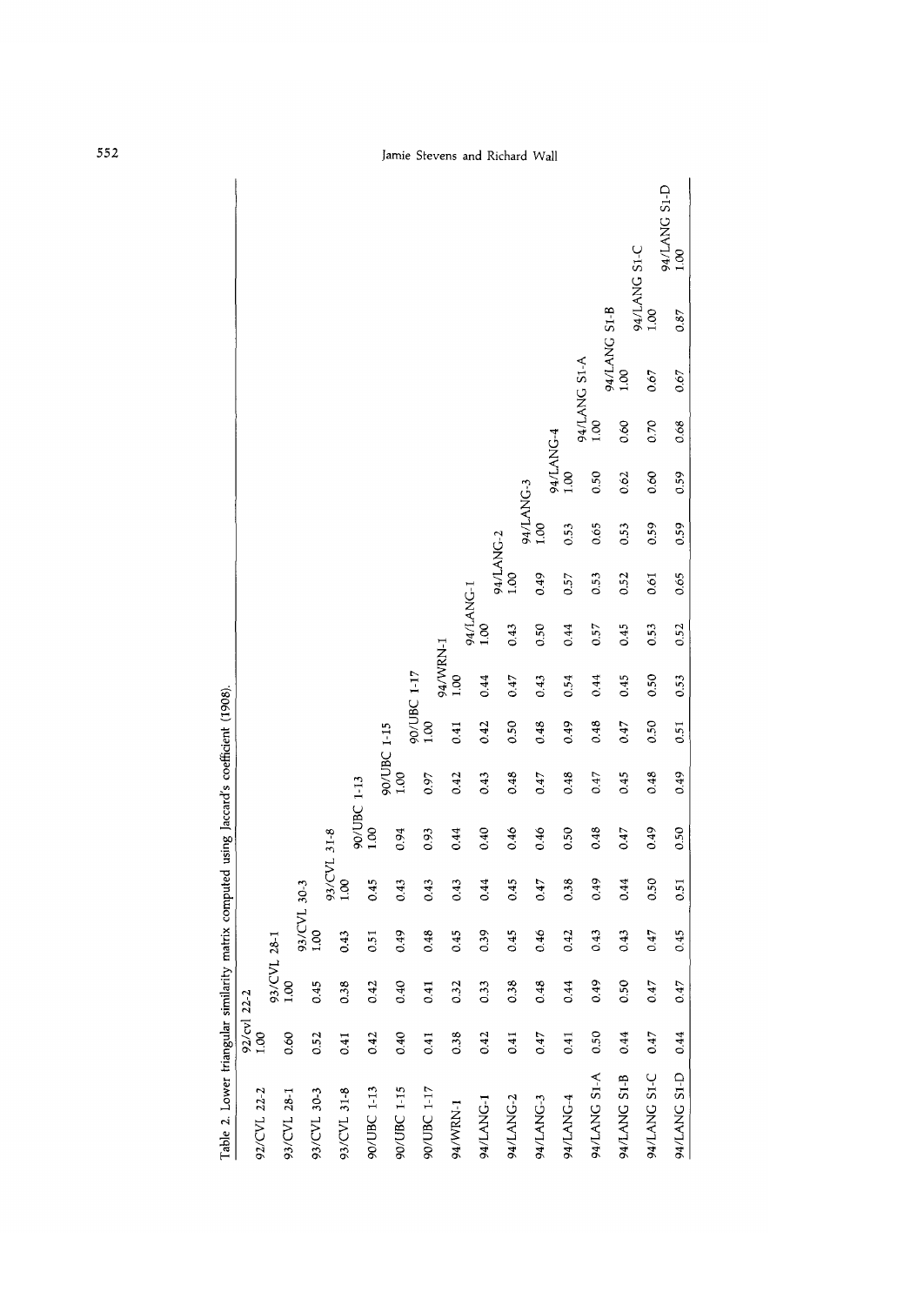Table 2. Lower triangular similarity matrix computed using Jaccard's coefficient (1908).

| | 92/cvl 22-2 | 93/CVL 28-1 | 93/CVL 30-3 | 93/CVL 31-8 | 90/UBC 1-13 | 90/UBC 1-15 | 90/UBC 1-17 | 94/WRN-1 | 94/LANG-1 | 94/LANG-2 | 94/LANG-3 | 94/LANG-4 | 94/LANG S1-A | 94/LANG S1-B | 94/LANG S1-C | 94/LANG S1-D |
|---|---|---|---|---|---|---|---|---|---|---|---|---|---|---|---|---|
| 92/CVL 22-2 | 1.00 | | | | | | | | | | | | | | | |
| 93/CVL 28-1 | 0.60 | 1.00 | | | | | | | | | | | | | | |
| 93/CVL 30-3 | 0.52 | 0.45 | 1.00 | | | | | | | | | | | | | |
| 93/CVL 31-8 | 0.41 | 0.38 | 0.43 | 1.00 | | | | | | | | | | | | |
| 90/UBC 1-13 | 0.42 | 0.42 | 0.51 | 0.45 | 1.00 | | | | | | | | | | | |
| 90/UBC 1-15 | 0.40 | 0.40 | 0.49 | 0.43 | 0.94 | 1.00 | | | | | | | | | | |
| 90/UBC 1-17 | 0.41 | 0.41 | 0.48 | 0.43 | 0.93 | 0.97 | 1.00 | | | | | | | | | |
| 94/WRN-1 | 0.38 | 0.32 | 0.45 | 0.43 | 0.44 | 0.42 | 0.41 | 1.00 | | | | | | | | |
| 94/LANG-1 | 0.42 | 0.33 | 0.39 | 0.44 | 0.40 | 0.43 | 0.42 | 0.44 | 1.00 | | | | | | | |
| 94/LANG-2 | 0.41 | 0.38 | 0.45 | 0.45 | 0.46 | 0.48 | 0.50 | 0.47 | 0.43 | 1.00 | | | | | | |
| 94/LANG-3 | 0.47 | 0.48 | 0.46 | 0.47 | 0.46 | 0.47 | 0.48 | 0.43 | 0.50 | 0.49 | 1.00 | | | | | |
| 94/LANG-4 | 0.41 | 0.44 | 0.42 | 0.38 | 0.50 | 0.48 | 0.49 | 0.54 | 0.44 | 0.57 | 0.53 | 1.00 | | | | |
| 94/LANG S1-A | 0.50 | 0.49 | 0.43 | 0.49 | 0.48 | 0.47 | 0.48 | 0.44 | 0.57 | 0.53 | 0.65 | 0.50 | 1.00 | | | |
| 94/LANG S1-B | 0.44 | 0.50 | 0.43 | 0.44 | 0.47 | 0.45 | 0.47 | 0.45 | 0.45 | 0.52 | 0.53 | 0.62 | 0.60 | 1.00 | | |
| 94/LANG S1-C | 0.47 | 0.47 | 0.47 | 0.50 | 0.49 | 0.48 | 0.50 | 0.50 | 0.53 | 0.61 | 0.59 | 0.60 | 0.70 | 0.67 | 1.00 | |
| 94/LANG S1-D | 0.44 | 0.47 | 0.45 | 0.51 | 0.50 | 0.49 | 0.51 | 0.53 | 0.52 | 0.65 | 0.59 | 0.59 | 0.68 | 0.67 | 0.87 | 1.00 |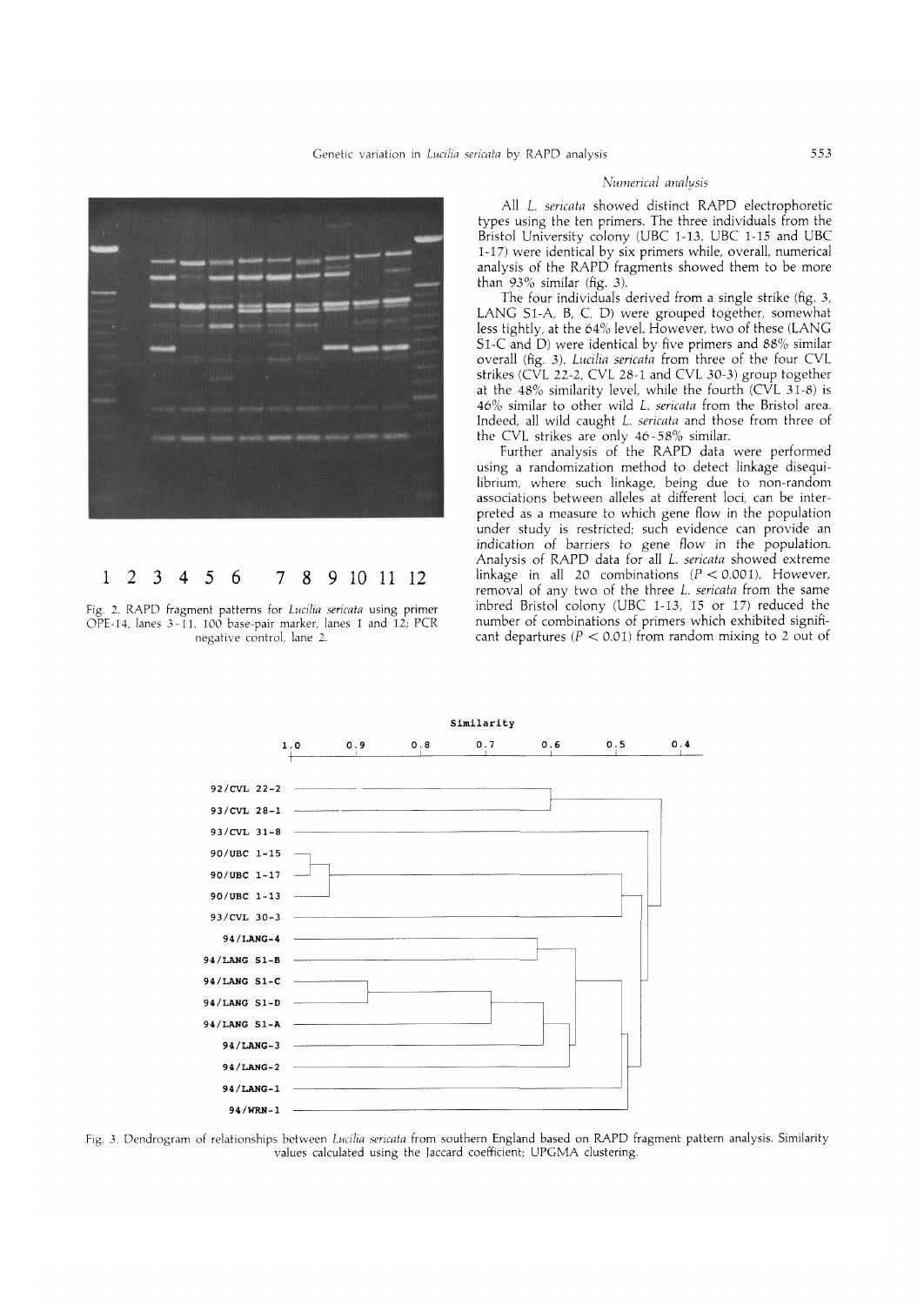1 2 3 4 5 6 7 8 9 10 11 12

Fig. 2. RAPD fragment patterns for *Lucilia sericata* using primer OPE-14, lanes 3-11. 100 base-pair marker, lanes 1 and 12; PCR negative control, lane 2.

*Numerical analysis*

All *L. sericata* showed distinct RAPD electrophoretic types using the ten primers. The three individuals from the Bristol University colony (UBC 1-13, UBC 1-15 and UBC 1-17) were identical by six primers while, overall, numerical analysis of the RAPD fragments showed them to be more than 93% similar (fig. 3).

The four individuals derived from a single strike (fig. 3, LANG S1-A, B, C, D) were grouped together, somewhat less tightly, at the 64% level. However, two of these (LANG S1-C and D) were identical by five primers and 88% similar overall (fig. 3). *Lucilia sericata* from three of the four CVL strikes (CVL 22-2, CVL 28-1 and CVL 30-3) group together at the 48% similarity level, while the fourth (CVL 31-8) is 46% similar to other wild *L. sericata* from the Bristol area. Indeed, all wild caught *L. sericata* and those from three of the CVL strikes are only 46-58% similar.

Further analysis of the RAPD data were performed using a randomization method to detect linkage disequilibrium, where such linkage, being due to non-random associations between alleles at different loci, can be interpreted as a measure to which gene flow in the population under study is restricted; such evidence can provide an indication of barriers to gene flow in the population. Analysis of RAPD data for all *L. sericata* showed extreme linkage in all 20 combinations ($P < 0.001$). However, removal of any two of the three *L. sericata* from the same inbred Bristol colony (UBC 1-13, 15 or 17) reduced the number of combinations of primers which exhibited significant departures ($P < 0.01$) from random mixing to 2 out of

Similarity

1.0 0.9 0.8 0.7 0.6 0.5 0.4

92/CVL 22-2
93/CVL 28-1
93/CVL 31-8
90/UBC 1-15
90/UBC 1-17
90/UBC 1-13
93/CVL 30-3
94/LANG-4
94/LANG S1-B
94/LANG S1-C
94/LANG S1-D
94/LANG S1-A
94/LANG-3
94/LANG-2
94/LANG-1
94/WRN-1

Fig. 3. Dendrogram of relationships between *Lucilia sericata* from southern England based on RAPD fragment pattern analysis. Similarity values calculated using the Jaccard coefficient; UPGMA clustering.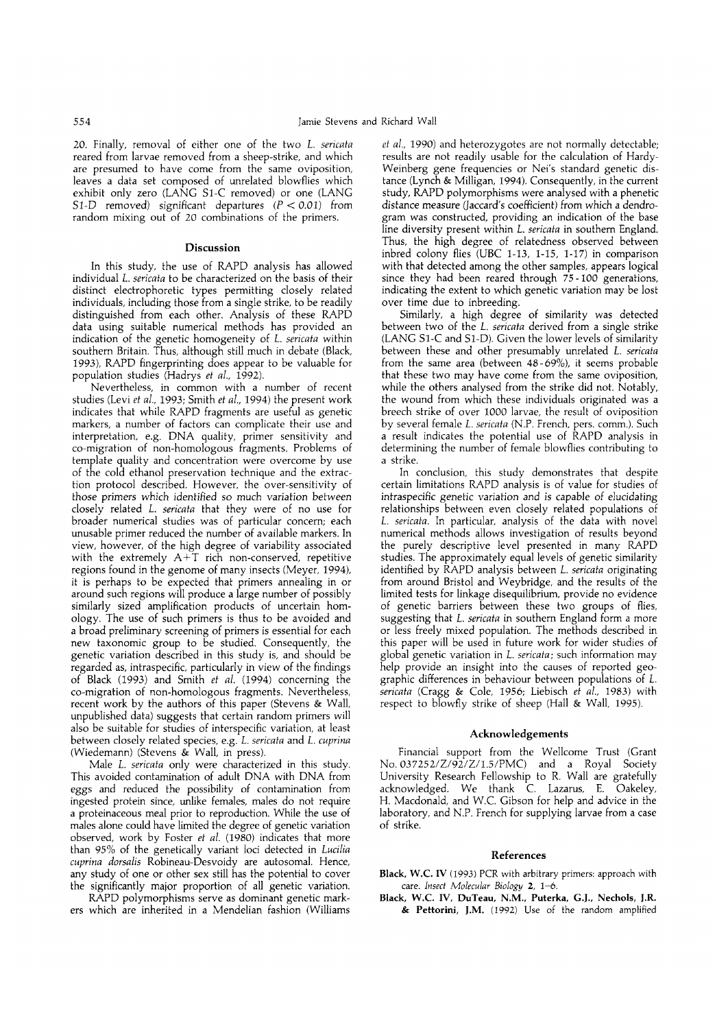20. Finally, removal of either one of the two *L. sericata* reared from larvae removed from a sheep-strike, and which are presumed to have come from the same oviposition, leaves a data set composed of unrelated blowflies which exhibit only zero (LANG S1-C removed) or one (LANG S1-D removed) significant departures ($P < 0.01$) from random mixing out of 20 combinations of the primers.

## Discussion

In this study, the use of RAPD analysis has allowed individual *L. sericata* to be characterized on the basis of their distinct electrophoretic types permitting closely related individuals, including those from a single strike, to be readily distinguished from each other. Analysis of these RAPD data using suitable numerical methods has provided an indication of the genetic homogeneity of *L. sericata* within southern Britain. Thus, although still much in debate (Black, 1993), RAPD fingerprinting does appear to be valuable for population studies (Hadrys *et al*., 1992).

Nevertheless, in common with a number of recent studies (Levi *et al*., 1993; Smith *et al*., 1994) the present work indicates that while RAPD fragments are useful as genetic markers, a number of factors can complicate their use and interpretation, e.g. DNA quality, primer sensitivity and co-migration of non-homologous fragments. Problems of template quality and concentration were overcome by use of the cold ethanol preservation technique and the extraction protocol described. However, the over-sensitivity of those primers which identified so much variation between closely related *L. sericata* that they were of no use for broader numerical studies was of particular concern; each unusable primer reduced the number of available markers. In view, however, of the high degree of variability associated with the extremely A+T rich non-conserved, repetitive regions found in the genome of many insects (Meyer, 1994), it is perhaps to be expected that primers annealing in or around such regions will produce a large number of possibly similarly sized amplification products of uncertain homology. The use of such primers is thus to be avoided and a broad preliminary screening of primers is essential for each new taxonomic group to be studied. Consequently, the genetic variation described in this study is, and should be regarded as, intraspecific, particularly in view of the findings of Black (1993) and Smith *et al*. (1994) concerning the co-migration of non-homologous fragments. Nevertheless, recent work by the authors of this paper (Stevens & Wall, unpublished data) suggests that certain random primers will also be suitable for studies of interspecific variation, at least between closely related species, e.g. *L. sericata* and *L. cuprina* (Wiedemann) (Stevens & Wall, in press).

Male *L. sericata* only were characterized in this study. This avoided contamination of adult DNA with DNA from eggs and reduced the possibility of contamination from ingested protein since, unlike females, males do not require a proteinaceous meal prior to reproduction. While the use of males alone could have limited the degree of genetic variation observed, work by Foster *et al*. (1980) indicates that more than 95% of the genetically variant loci detected in *Lucilia cuprina dorsalis* Robineau-Desvoidy are autosomal. Hence, any study of one or other sex still has the potential to cover the significantly major proportion of all genetic variation.

RAPD polymorphisms serve as dominant genetic markers which are inherited in a Mendelian fashion (Williams *et al*., 1990) and heterozygotes are not normally detectable; results are not readily usable for the calculation of Hardy-Weinberg gene frequencies or Nei's standard genetic distance (Lynch & Milligan, 1994). Consequently, in the current study, RAPD polymorphisms were analysed with a phenetic distance measure (Jaccard's coefficient) from which a dendrogram was constructed, providing an indication of the base line diversity present within *L. sericata* in southern England. Thus, the high degree of relatedness observed between inbred colony flies (UBC 1-13, 1-15, 1-17) in comparison with that detected among the other samples, appears logical since they had been reared through 75-100 generations, indicating the extent to which genetic variation may be lost over time due to inbreeding.

Similarly, a high degree of similarity was detected between two of the *L. sericata* derived from a single strike (LANG S1-C and S1-D). Given the lower levels of similarity between these and other presumably unrelated *L. sericata* from the same area (between 48-69%), it seems probable that these two may have come from the same oviposition, while the others analysed from the strike did not. Notably, the wound from which these individuals originated was a breech strike of over 1000 larvae, the result of oviposition by several female *L. sericata* (N.P. French, pers. comm.). Such a result indicates the potential use of RAPD analysis in determining the number of female blowflies contributing to a strike.

In conclusion, this study demonstrates that despite certain limitations RAPD analysis is of value for studies of intraspecific genetic variation and is capable of elucidating relationships between even closely related populations of *L. sericata*. In particular, analysis of the data with novel numerical methods allows investigation of results beyond the purely descriptive level presented in many RAPD studies. The approximately equal levels of genetic similarity identified by RAPD analysis between *L. sericata* originating from around Bristol and Weybridge, and the results of the limited tests for linkage disequilibrium, provide no evidence of genetic barriers between these two groups of flies, suggesting that *L. sericata* in southern England form a more or less freely mixed population. The methods described in this paper will be used in future work for wider studies of global genetic variation in *L. sericata*; such information may help provide an insight into the causes of reported geographic differences in behaviour between populations of *L. sericata* (Cragg & Cole, 1956; Liebisch *et al*., 1983) with respect to blowfly strike of sheep (Hall & Wall, 1995).

## Acknowledgements

Financial support from the Wellcome Trust (Grant No. 037252/Z/92/Z/1.5/PMC) and a Royal Society University Research Fellowship to R. Wall are gratefully acknowledged. We thank C. Lazarus, E. Oakeley, H. Macdonald, and W.C. Gibson for help and advice in the laboratory, and N.P. French for supplying larvae from a case of strike.

## References

**Black, W.C. IV** (1993) PCR with arbitrary primers: approach with care. *Insect Molecular Biology* **2**, 1–6.

**Black, W.C. IV, DuTeau, N.M., Puterka, G.J., Nechols, J.R. & Pettorini, J.M.** (1992) Use of the random amplified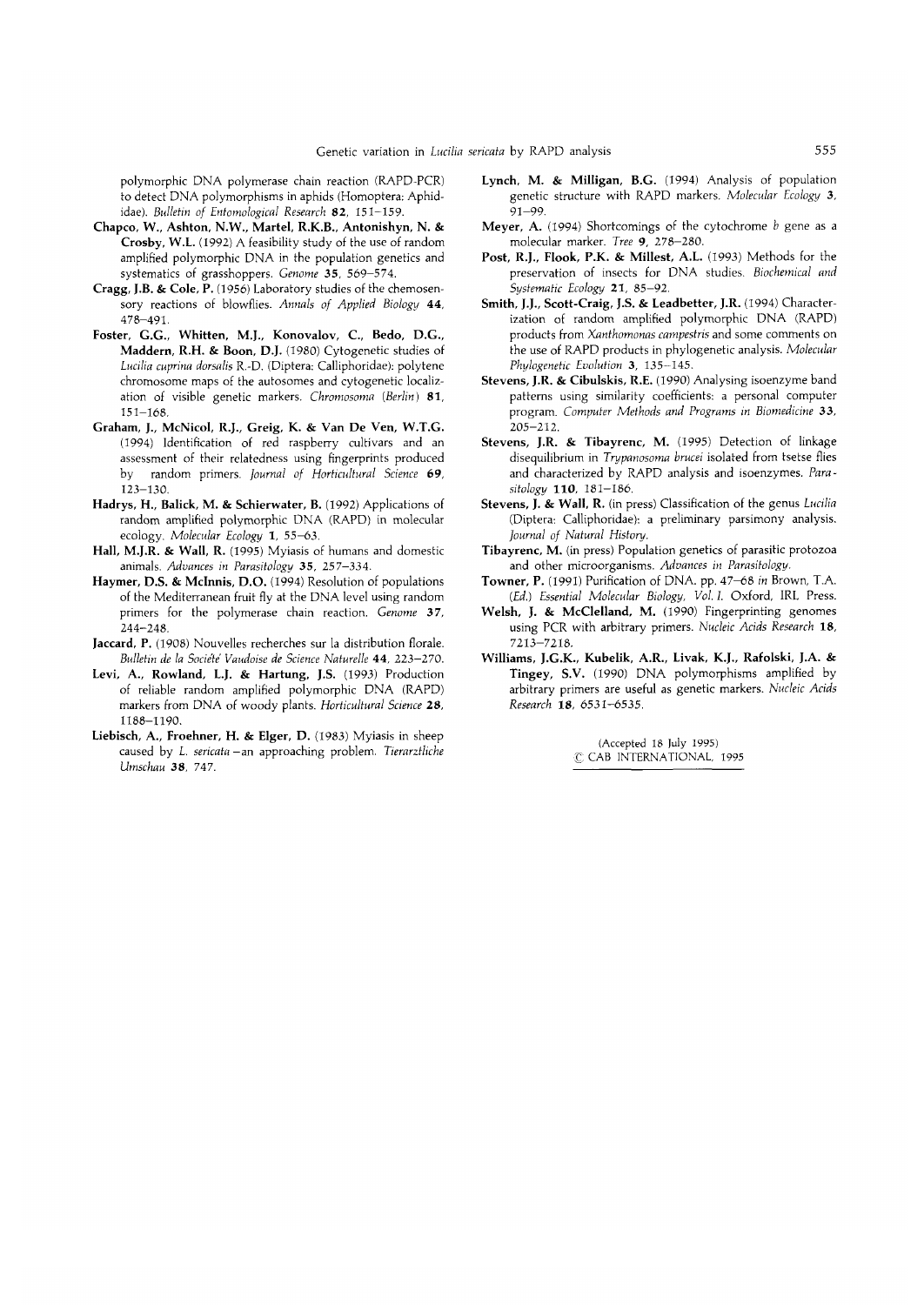polymorphic DNA polymerase chain reaction (RAPD-PCR) to detect DNA polymorphisms in aphids (Homoptera: Aphididae). *Bulletin of Entomological Research* **82**, 151–159.

**Chapco, W., Ashton, N.W., Martel, R.K.B., Antonishyn, N. & Crosby, W.L.** (1992) A feasibility study of the use of random amplified polymorphic DNA in the population genetics and systematics of grasshoppers. *Genome* **35**, 569–574.

**Cragg, J.B. & Cole, P.** (1956) Laboratory studies of the chemosensory reactions of blowflies. *Annals of Applied Biology* **44**, 478–491.

**Foster, G.G., Whitten, M.J., Konovalov, C., Bedo, D.G., Maddern, R.H. & Boon, D.J.** (1980) Cytogenetic studies of *Lucilia cuprina dorsalis* R.-D. (Diptera: Calliphoridae): polytene chromosome maps of the autosomes and cytogenetic localization of visible genetic markers. *Chromosoma (Berlin)* **81**, 151–168.

**Graham, J., McNicol, R.J., Greig, K. & Van De Ven, W.T.G.** (1994) Identification of red raspberry cultivars and an assessment of their relatedness using fingerprints produced by random primers. *Journal of Horticultural Science* **69**, 123–130.

**Hadrys, H., Balick, M. & Schierwater, B.** (1992) Applications of random amplified polymorphic DNA (RAPD) in molecular ecology. *Molecular Ecology* **1**, 55–63.

**Hall, M.J.R. & Wall, R.** (1995) Myiasis of humans and domestic animals. *Advances in Parasitology* **35**, 257–334.

**Haymer, D.S. & McInnis, D.O.** (1994) Resolution of populations of the Mediterranean fruit fly at the DNA level using random primers for the polymerase chain reaction. *Genome* **37**, 244–248.

**Jaccard, P.** (1908) Nouvelles recherches sur la distribution florale. *Bulletin de la Société Vaudoise de Science Naturelle* **44**, 223–270.

**Levi, A., Rowland, L.J. & Hartung, J.S.** (1993) Production of reliable random amplified polymorphic DNA (RAPD) markers from DNA of woody plants. *Horticultural Science* **28**, 1188–1190.

**Liebisch, A., Froehner, H. & Elger, D.** (1983) Myiasis in sheep caused by *L. sericata* – an approaching problem. *Tierarztliche Umschau* **38**, 747.

**Lynch, M. & Milligan, B.G.** (1994) Analysis of population genetic structure with RAPD markers. *Molecular Ecology* **3**, 91–99.

**Meyer, A.** (1994) Shortcomings of the cytochrome *b* gene as a molecular marker. *Tree* **9**, 278–280.

**Post, R.J., Flook, P.K. & Millest, A.L.** (1993) Methods for the preservation of insects for DNA studies. *Biochemical and Systematic Ecology* **21**, 85–92.

**Smith, J.J., Scott-Craig, J.S. & Leadbetter, J.R.** (1994) Characterization of random amplified polymorphic DNA (RAPD) products from *Xanthomonas campestris* and some comments on the use of RAPD products in phylogenetic analysis. *Molecular Phylogenetic Evolution* **3**, 135–145.

**Stevens, J.R. & Cibulskis, R.E.** (1990) Analysing isoenzyme band patterns using similarity coefficients: a personal computer program. *Computer Methods and Programs in Biomedicine* **33**, 205–212.

**Stevens, J.R. & Tibayrenc, M.** (1995) Detection of linkage disequilibrium in *Trypanosoma brucei* isolated from tsetse flies and characterized by RAPD analysis and isoenzymes. *Parasitology* **110**, 181–186.

**Stevens, J. & Wall, R.** (in press) Classification of the genus *Lucilia* (Diptera: Calliphoridae): a preliminary parsimony analysis. *Journal of Natural History*.

**Tibayrenc, M.** (in press) Population genetics of parasitic protozoa and other microorganisms. *Advances in Parasitology*.

**Towner, P.** (1991) Purification of DNA. pp. 47–68 *in* Brown, T.A. (*Ed.*) *Essential Molecular Biology, Vol. I*. Oxford, IRL Press.

**Welsh, J. & McClelland, M.** (1990) Fingerprinting genomes using PCR with arbitrary primers. *Nucleic Acids Research* **18**, 7213–7218.

**Williams, J.G.K., Kubelik, A.R., Livak, K.J., Rafolski, J.A. & Tingey, S.V.** (1990) DNA polymorphisms amplified by arbitrary primers are useful as genetic markers. *Nucleic Acids Research* **18**, 6531–6535.

(Accepted 18 July 1995)
© CAB INTERNATIONAL, 1995